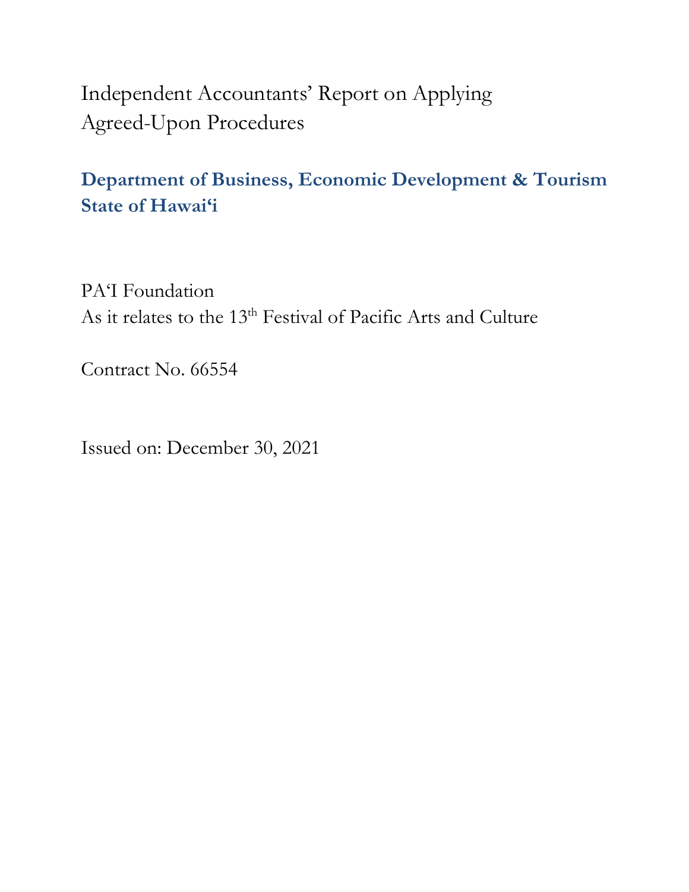# Independent Accountants' Report on Applying Agreed-Upon Procedures

## Department of Business, Economic Development & Tourism
## State of Hawai'i

PA'I Foundation
As it relates to the 13th Festival of Pacific Arts and Culture

Contract No. 66554

Issued on: December 30, 2021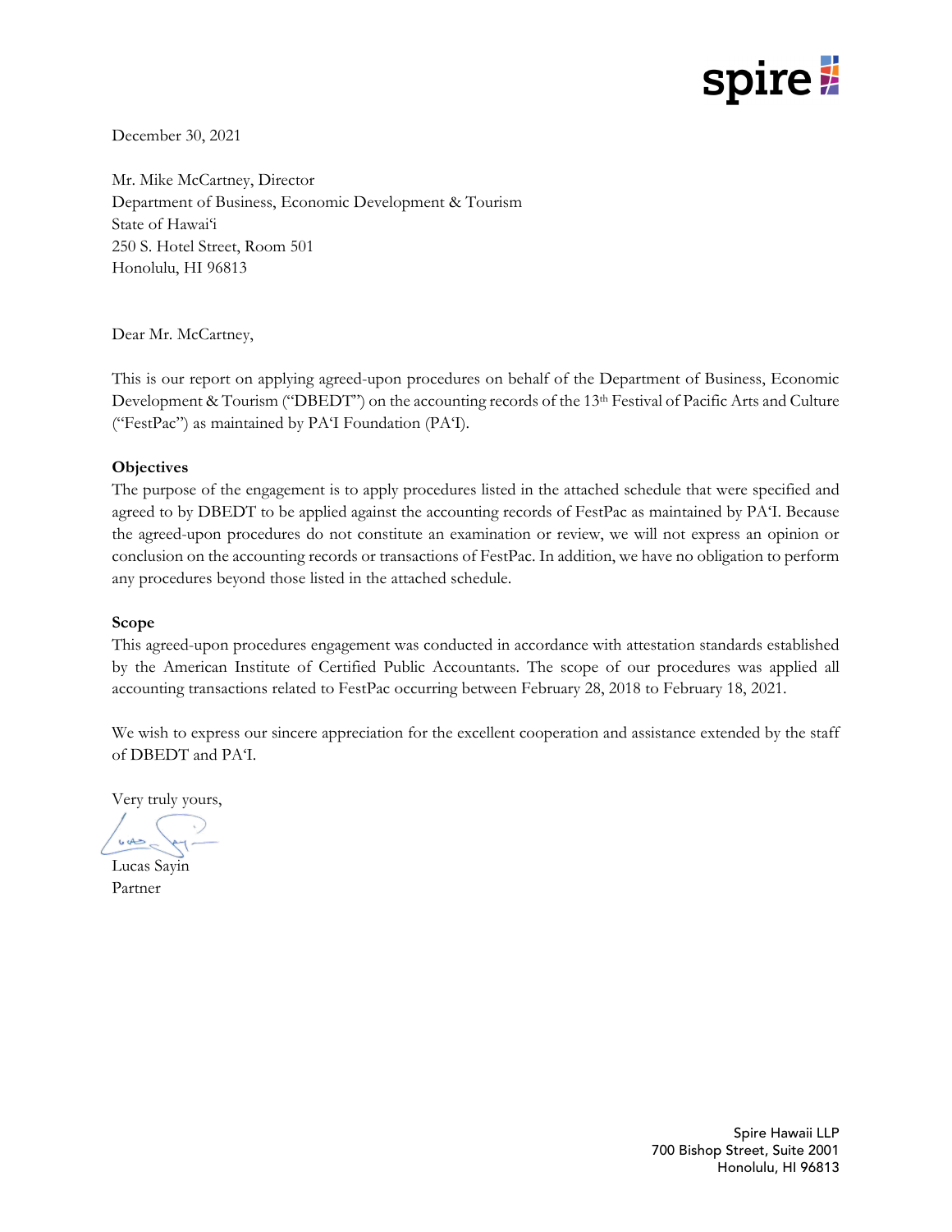December 30, 2021

Mr. Mike McCartney, Director
Department of Business, Economic Development & Tourism
State of Hawai'i
250 S. Hotel Street, Room 501
Honolulu, HI 96813

Dear Mr. McCartney,

This is our report on applying agreed-upon procedures on behalf of the Department of Business, Economic Development & Tourism ("DBEDT") on the accounting records of the 13th Festival of Pacific Arts and Culture ("FestPac") as maintained by PA'I Foundation (PA'I).

**Objectives**

The purpose of the engagement is to apply procedures listed in the attached schedule that were specified and agreed to by DBEDT to be applied against the accounting records of FestPac as maintained by PA'I. Because the agreed-upon procedures do not constitute an examination or review, we will not express an opinion or conclusion on the accounting records or transactions of FestPac. In addition, we have no obligation to perform any procedures beyond those listed in the attached schedule.

**Scope**

This agreed-upon procedures engagement was conducted in accordance with attestation standards established by the American Institute of Certified Public Accountants. The scope of our procedures was applied all accounting transactions related to FestPac occurring between February 28, 2018 to February 18, 2021.

We wish to express our sincere appreciation for the excellent cooperation and assistance extended by the staff of DBEDT and PA'I.

Very truly yours,

Lucas Sayin
Partner

Spire Hawaii LLP
700 Bishop Street, Suite 2001
Honolulu, HI 96813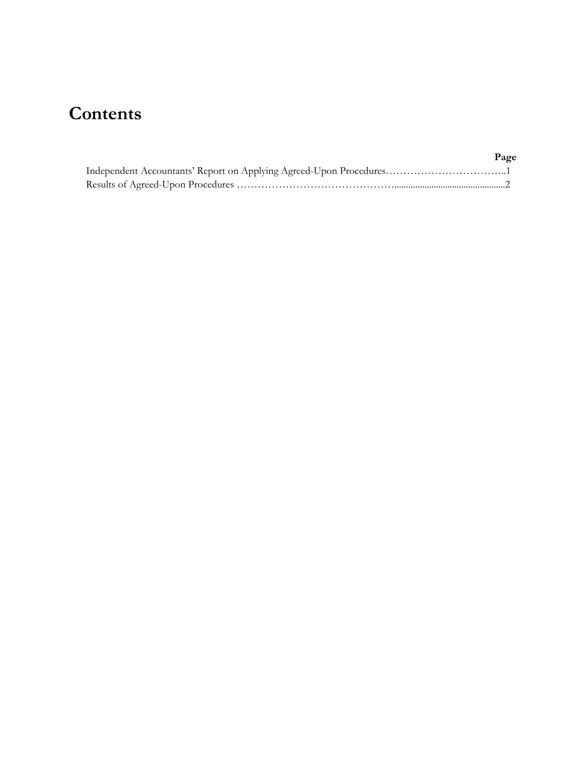# Contents

| | Page |
|---|---|
| Independent Accountants' Report on Applying Agreed-Upon Procedures | 1 |
| Results of Agreed-Upon Procedures | 2 |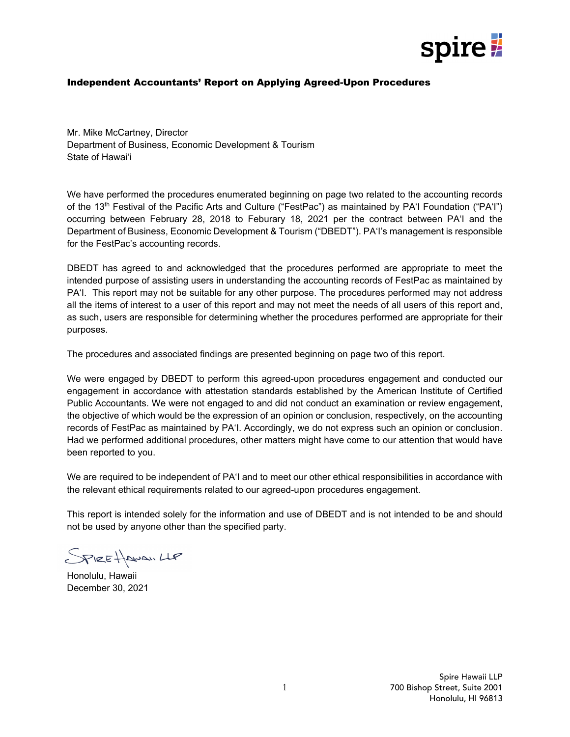### Independent Accountants' Report on Applying Agreed-Upon Procedures

Mr. Mike McCartney, Director
Department of Business, Economic Development & Tourism
State of Hawai'i

We have performed the procedures enumerated beginning on page two related to the accounting records of the 13th Festival of the Pacific Arts and Culture ("FestPac") as maintained by PA'I Foundation ("PA'I") occurring between February 28, 2018 to Feburary 18, 2021 per the contract between PA'I and the Department of Business, Economic Development & Tourism ("DBEDT"). PA'I's management is responsible for the FestPac's accounting records.

DBEDT has agreed to and acknowledged that the procedures performed are appropriate to meet the intended purpose of assisting users in understanding the accounting records of FestPac as maintained by PA'I. This report may not be suitable for any other purpose. The procedures performed may not address all the items of interest to a user of this report and may not meet the needs of all users of this report and, as such, users are responsible for determining whether the procedures performed are appropriate for their purposes.

The procedures and associated findings are presented beginning on page two of this report.

We were engaged by DBEDT to perform this agreed-upon procedures engagement and conducted our engagement in accordance with attestation standards established by the American Institute of Certified Public Accountants. We were not engaged to and did not conduct an examination or review engagement, the objective of which would be the expression of an opinion or conclusion, respectively, on the accounting records of FestPac as maintained by PA'I. Accordingly, we do not express such an opinion or conclusion. Had we performed additional procedures, other matters might have come to our attention that would have been reported to you.

We are required to be independent of PA'I and to meet our other ethical responsibilities in accordance with the relevant ethical requirements related to our agreed-upon procedures engagement.

This report is intended solely for the information and use of DBEDT and is not intended to be and should not be used by anyone other than the specified party.

Spire Hawaii LLP

Honolulu, Hawaii
December 30, 2021

Spire Hawaii LLP
700 Bishop Street, Suite 2001
Honolulu, HI 96813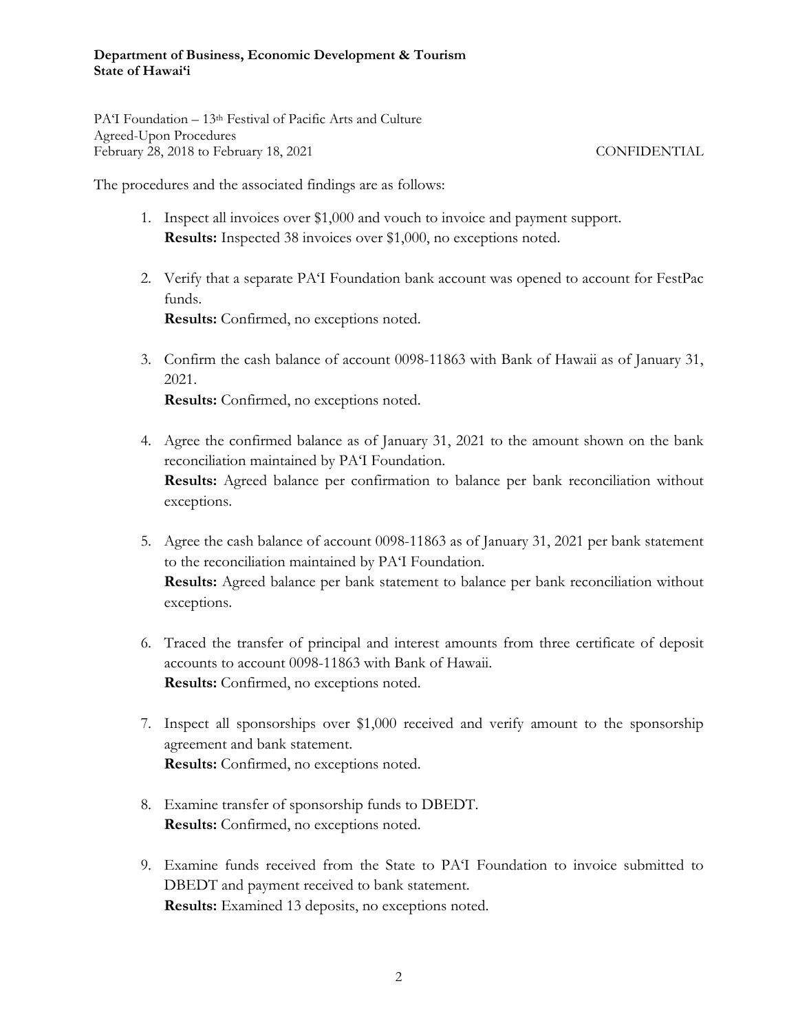**Department of Business, Economic Development & Tourism**
**State of Hawaiʻi**

PAʻI Foundation – 13th Festival of Pacific Arts and Culture
Agreed-Upon Procedures
February 28, 2018 to February 18, 2021 CONFIDENTIAL

The procedures and the associated findings are as follows:

1. Inspect all invoices over $1,000 and vouch to invoice and payment support.
   **Results:** Inspected 38 invoices over $1,000, no exceptions noted.

2. Verify that a separate PAʻI Foundation bank account was opened to account for FestPac funds.
   **Results:** Confirmed, no exceptions noted.

3. Confirm the cash balance of account 0098-11863 with Bank of Hawaii as of January 31, 2021.
   **Results:** Confirmed, no exceptions noted.

4. Agree the confirmed balance as of January 31, 2021 to the amount shown on the bank reconciliation maintained by PAʻI Foundation.
   **Results:** Agreed balance per confirmation to balance per bank reconciliation without exceptions.

5. Agree the cash balance of account 0098-11863 as of January 31, 2021 per bank statement to the reconciliation maintained by PAʻI Foundation.
   **Results:** Agreed balance per bank statement to balance per bank reconciliation without exceptions.

6. Traced the transfer of principal and interest amounts from three certificate of deposit accounts to account 0098-11863 with Bank of Hawaii.
   **Results:** Confirmed, no exceptions noted.

7. Inspect all sponsorships over $1,000 received and verify amount to the sponsorship agreement and bank statement.
   **Results:** Confirmed, no exceptions noted.

8. Examine transfer of sponsorship funds to DBEDT.
   **Results:** Confirmed, no exceptions noted.

9. Examine funds received from the State to PAʻI Foundation to invoice submitted to DBEDT and payment received to bank statement.
   **Results:** Examined 13 deposits, no exceptions noted.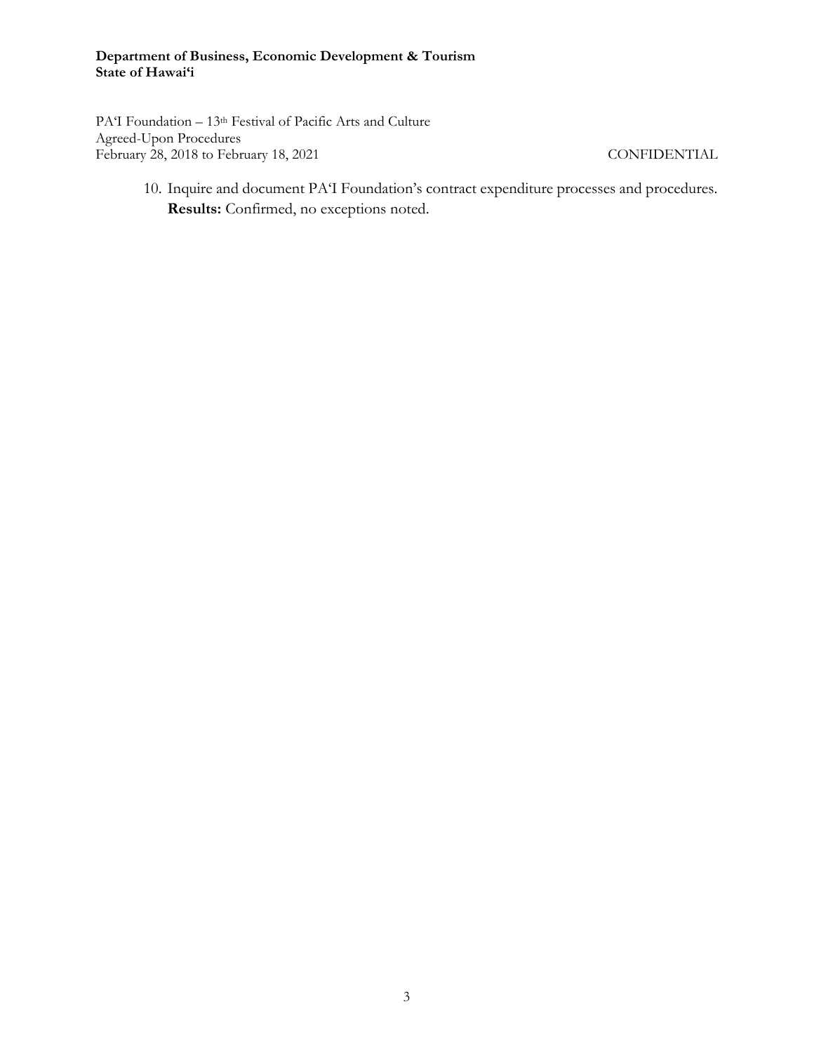10. Inquire and document PA'I Foundation's contract expenditure processes and procedures.
    **Results:** Confirmed, no exceptions noted.